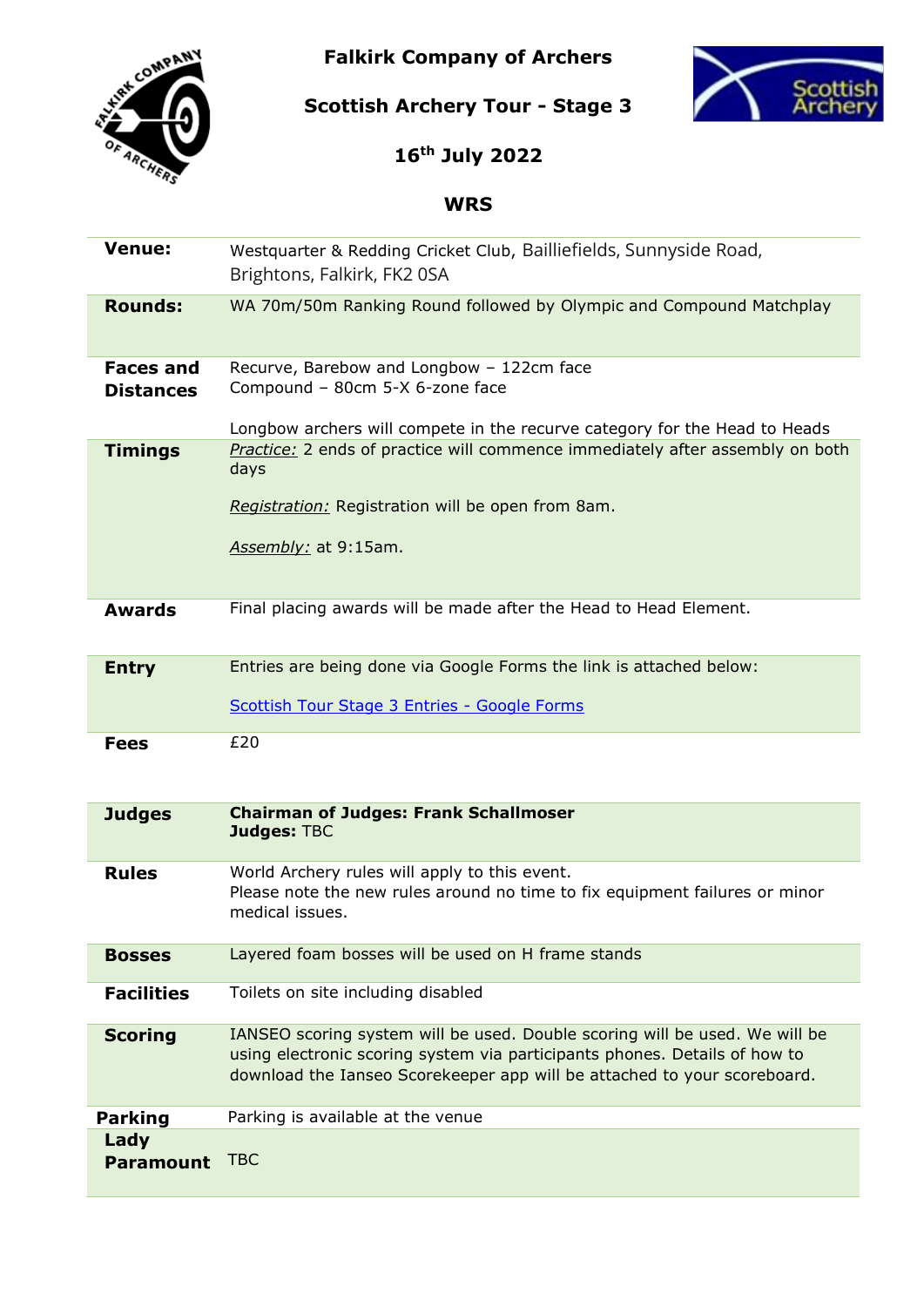# Falkirk Company of Archers

## Scottish Archery Tour - Stage 3

## 16th July 2022

## WRS

| | |
|---|---|
| **Venue:** | Westquarter & Redding Cricket Club, Bailliefields, Sunnyside Road, Brightons, Falkirk, FK2 0SA |
| **Rounds:** | WA 70m/50m Ranking Round followed by Olympic and Compound Matchplay |
| **Faces and Distances** | Recurve, Barebow and Longbow – 122cm face<br>Compound – 80cm 5-X 6-zone face<br><br>Longbow archers will compete in the recurve category for the Head to Heads |
| **Timings** | *Practice:* 2 ends of practice will commence immediately after assembly on both days<br><br>*Registration:* Registration will be open from 8am.<br><br>*Assembly:* at 9:15am. |
| **Awards** | Final placing awards will be made after the Head to Head Element. |
| **Entry** | Entries are being done via Google Forms the link is attached below:<br><br>Scottish Tour Stage 3 Entries - Google Forms |
| **Fees** | £20 |
| **Judges** | **Chairman of Judges: Frank Schallmoser**<br>**Judges:** TBC |
| **Rules** | World Archery rules will apply to this event.<br>Please note the new rules around no time to fix equipment failures or minor medical issues. |
| **Bosses** | Layered foam bosses will be used on H frame stands |
| **Facilities** | Toilets on site including disabled |
| **Scoring** | IANSEO scoring system will be used. Double scoring will be used. We will be using electronic scoring system via participants phones. Details of how to download the Ianseo Scorekeeper app will be attached to your scoreboard. |
| **Parking** | Parking is available at the venue |
| **Lady Paramount** | TBC |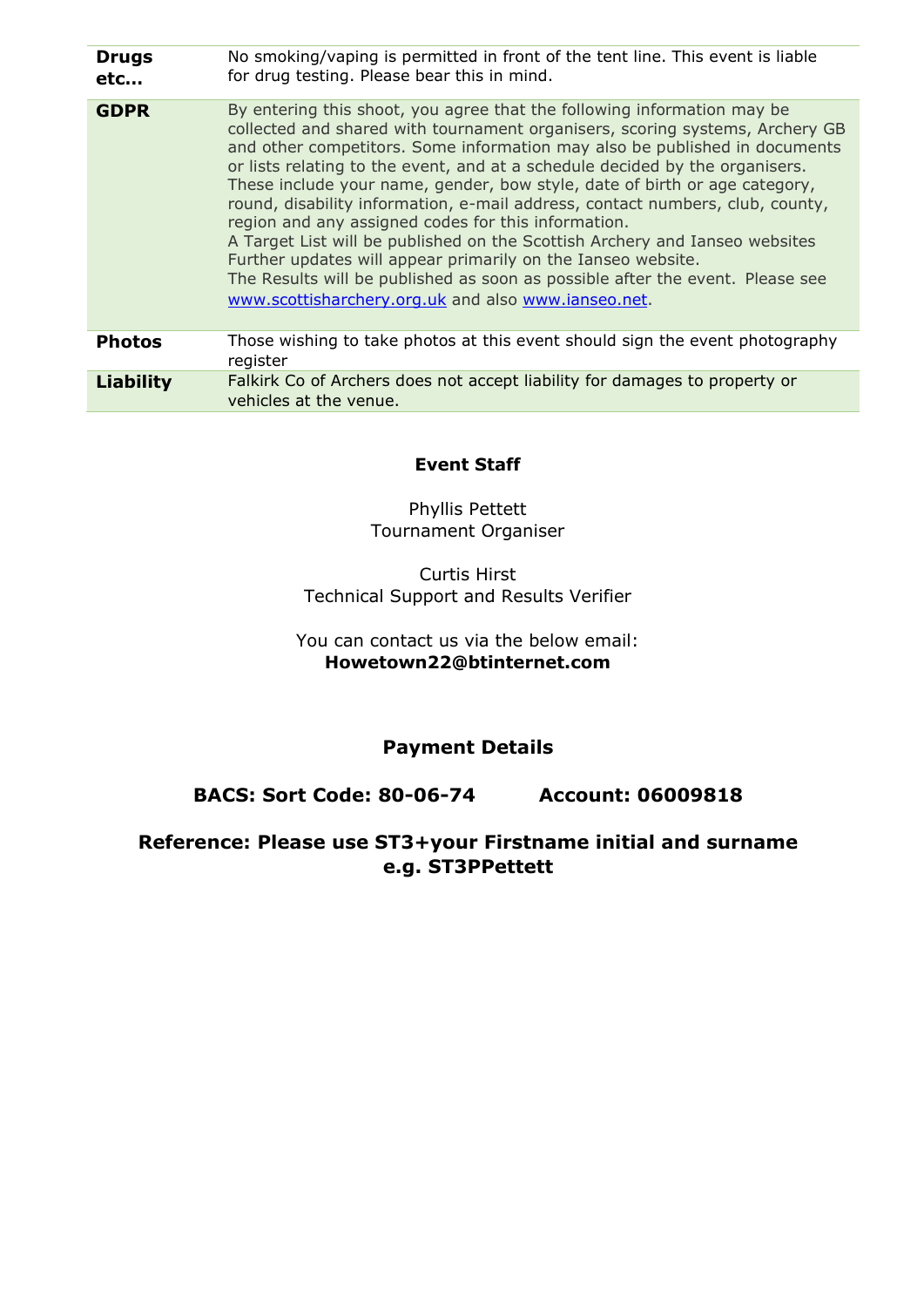| | |
|---|---|
| **Drugs etc…** | No smoking/vaping is permitted in front of the tent line. This event is liable for drug testing. Please bear this in mind. |
| **GDPR** | By entering this shoot, you agree that the following information may be collected and shared with tournament organisers, scoring systems, Archery GB and other competitors. Some information may also be published in documents or lists relating to the event, and at a schedule decided by the organisers. These include your name, gender, bow style, date of birth or age category, round, disability information, e-mail address, contact numbers, club, county, region and any assigned codes for this information.<br>A Target List will be published on the Scottish Archery and Ianseo websites Further updates will appear primarily on the Ianseo website.<br>The Results will be published as soon as possible after the event. Please see [www.scottisharchery.org.uk](www.scottisharchery.org.uk) and also [www.ianseo.net](www.ianseo.net). |
| **Photos** | Those wishing to take photos at this event should sign the event photography register |
| **Liability** | Falkirk Co of Archers does not accept liability for damages to property or vehicles at the venue. |

**Event Staff**

Phyllis Pettett
Tournament Organiser

Curtis Hirst
Technical Support and Results Verifier

You can contact us via the below email:
**Howetown22@btinternet.com**

## Payment Details

**BACS: Sort Code: 80-06-74 Account: 06009818**

**Reference: Please use ST3+your Firstname initial and surname e.g. ST3PPettett**